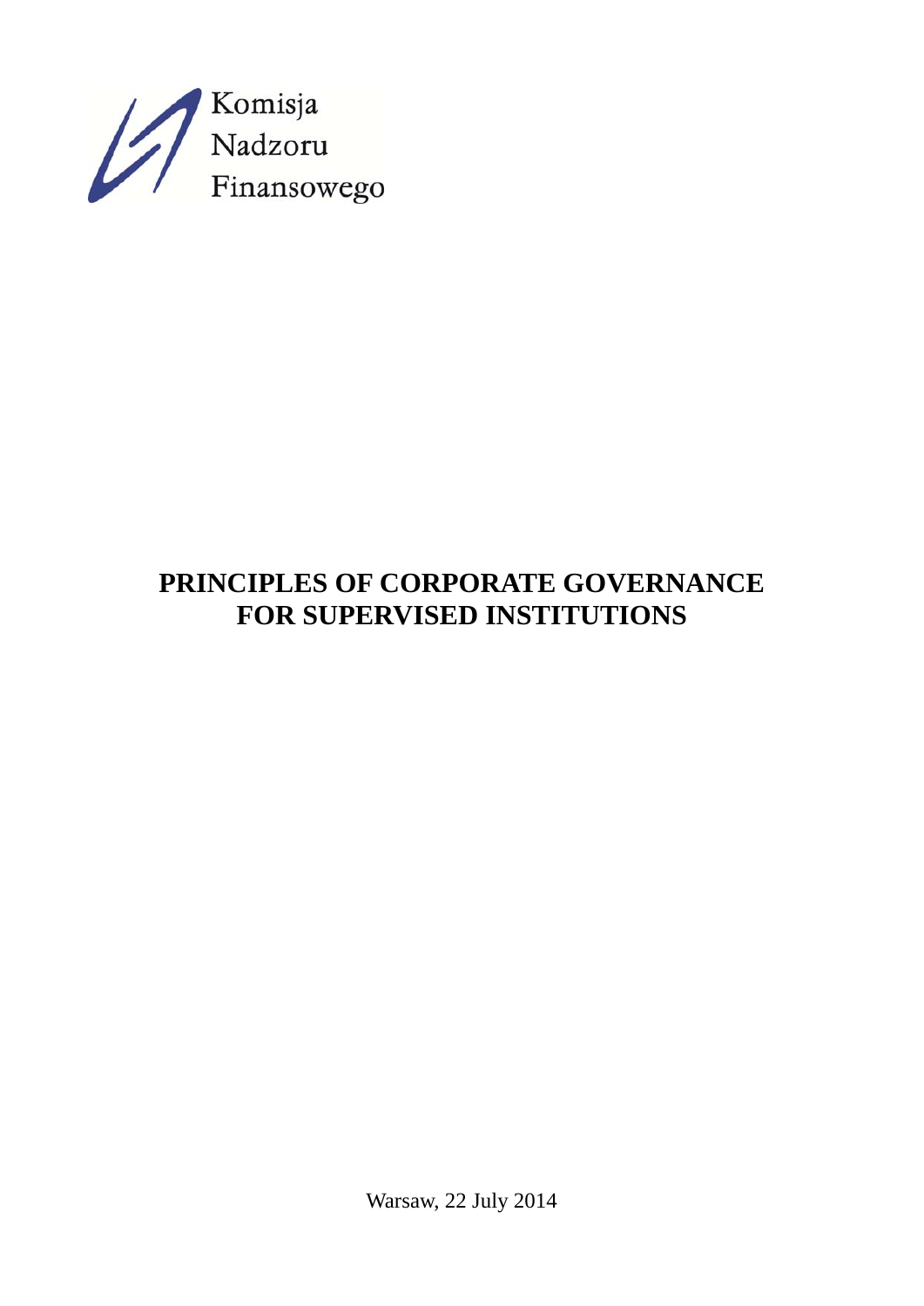Komisja
Nadzoru
Finansowego

# PRINCIPLES OF CORPORATE GOVERNANCE FOR SUPERVISED INSTITUTIONS

Warsaw, 22 July 2014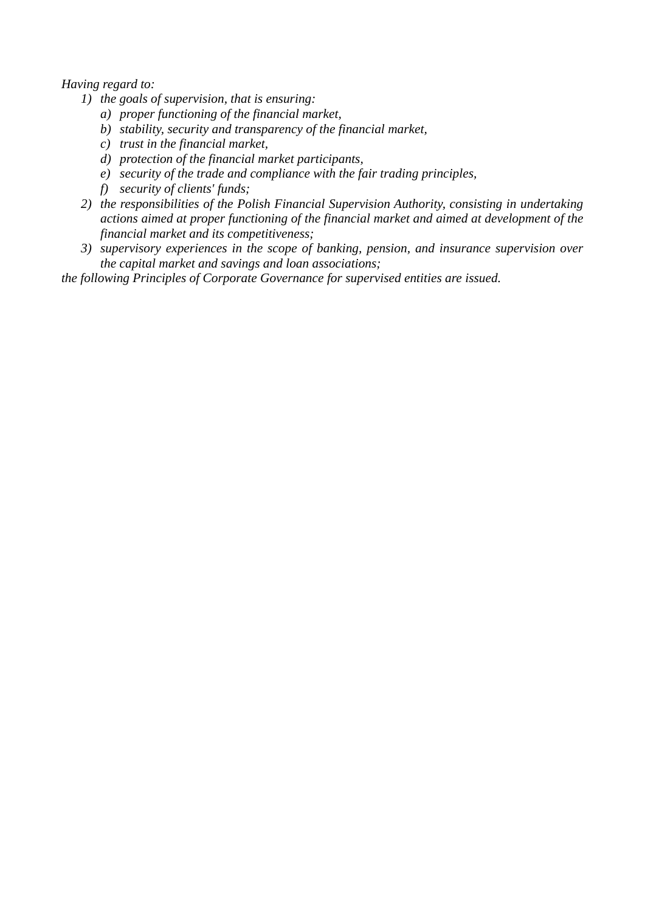*Having regard to:*

1) *the goals of supervision, that is ensuring:*
   a) *proper functioning of the financial market,*
   b) *stability, security and transparency of the financial market,*
   c) *trust in the financial market,*
   d) *protection of the financial market participants,*
   e) *security of the trade and compliance with the fair trading principles,*
   f) *security of clients' funds;*
2) *the responsibilities of the Polish Financial Supervision Authority, consisting in undertaking actions aimed at proper functioning of the financial market and aimed at development of the financial market and its competitiveness;*
3) *supervisory experiences in the scope of banking, pension, and insurance supervision over the capital market and savings and loan associations;*

*the following Principles of Corporate Governance for supervised entities are issued.*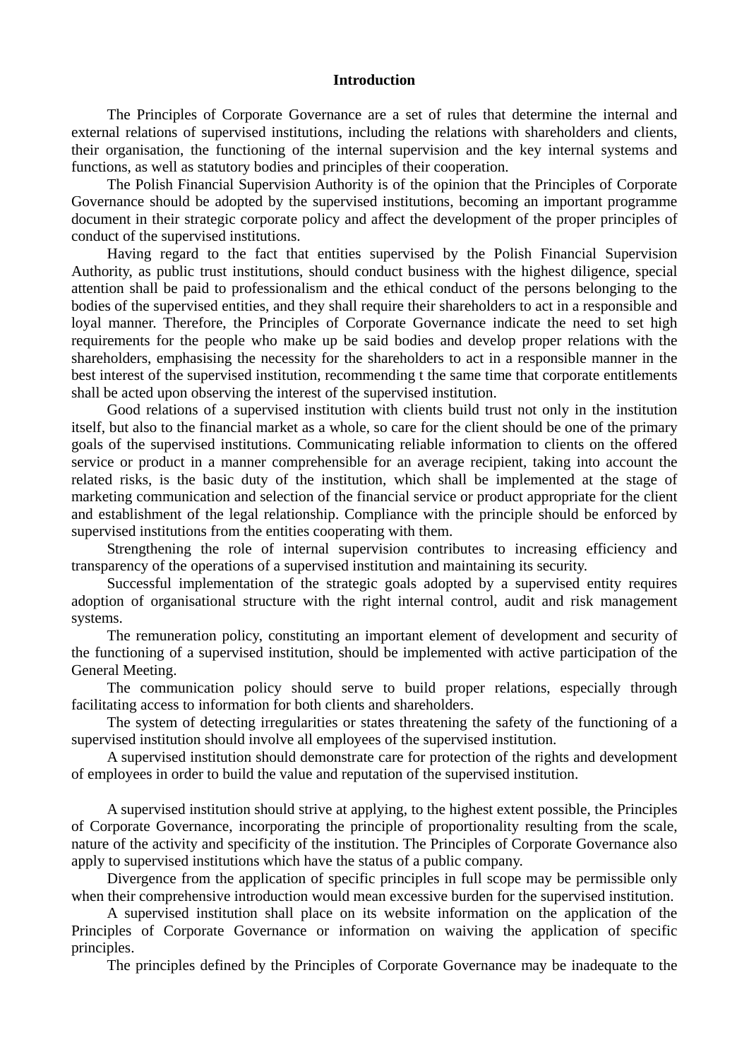## Introduction

The Principles of Corporate Governance are a set of rules that determine the internal and external relations of supervised institutions, including the relations with shareholders and clients, their organisation, the functioning of the internal supervision and the key internal systems and functions, as well as statutory bodies and principles of their cooperation.

The Polish Financial Supervision Authority is of the opinion that the Principles of Corporate Governance should be adopted by the supervised institutions, becoming an important programme document in their strategic corporate policy and affect the development of the proper principles of conduct of the supervised institutions.

Having regard to the fact that entities supervised by the Polish Financial Supervision Authority, as public trust institutions, should conduct business with the highest diligence, special attention shall be paid to professionalism and the ethical conduct of the persons belonging to the bodies of the supervised entities, and they shall require their shareholders to act in a responsible and loyal manner. Therefore, the Principles of Corporate Governance indicate the need to set high requirements for the people who make up be said bodies and develop proper relations with the shareholders, emphasising the necessity for the shareholders to act in a responsible manner in the best interest of the supervised institution, recommending t the same time that corporate entitlements shall be acted upon observing the interest of the supervised institution.

Good relations of a supervised institution with clients build trust not only in the institution itself, but also to the financial market as a whole, so care for the client should be one of the primary goals of the supervised institutions. Communicating reliable information to clients on the offered service or product in a manner comprehensible for an average recipient, taking into account the related risks, is the basic duty of the institution, which shall be implemented at the stage of marketing communication and selection of the financial service or product appropriate for the client and establishment of the legal relationship. Compliance with the principle should be enforced by supervised institutions from the entities cooperating with them.

Strengthening the role of internal supervision contributes to increasing efficiency and transparency of the operations of a supervised institution and maintaining its security.

Successful implementation of the strategic goals adopted by a supervised entity requires adoption of organisational structure with the right internal control, audit and risk management systems.

The remuneration policy, constituting an important element of development and security of the functioning of a supervised institution, should be implemented with active participation of the General Meeting.

The communication policy should serve to build proper relations, especially through facilitating access to information for both clients and shareholders.

The system of detecting irregularities or states threatening the safety of the functioning of a supervised institution should involve all employees of the supervised institution.

A supervised institution should demonstrate care for protection of the rights and development of employees in order to build the value and reputation of the supervised institution.

A supervised institution should strive at applying, to the highest extent possible, the Principles of Corporate Governance, incorporating the principle of proportionality resulting from the scale, nature of the activity and specificity of the institution. The Principles of Corporate Governance also apply to supervised institutions which have the status of a public company.

Divergence from the application of specific principles in full scope may be permissible only when their comprehensive introduction would mean excessive burden for the supervised institution.

A supervised institution shall place on its website information on the application of the Principles of Corporate Governance or information on waiving the application of specific principles.

The principles defined by the Principles of Corporate Governance may be inadequate to the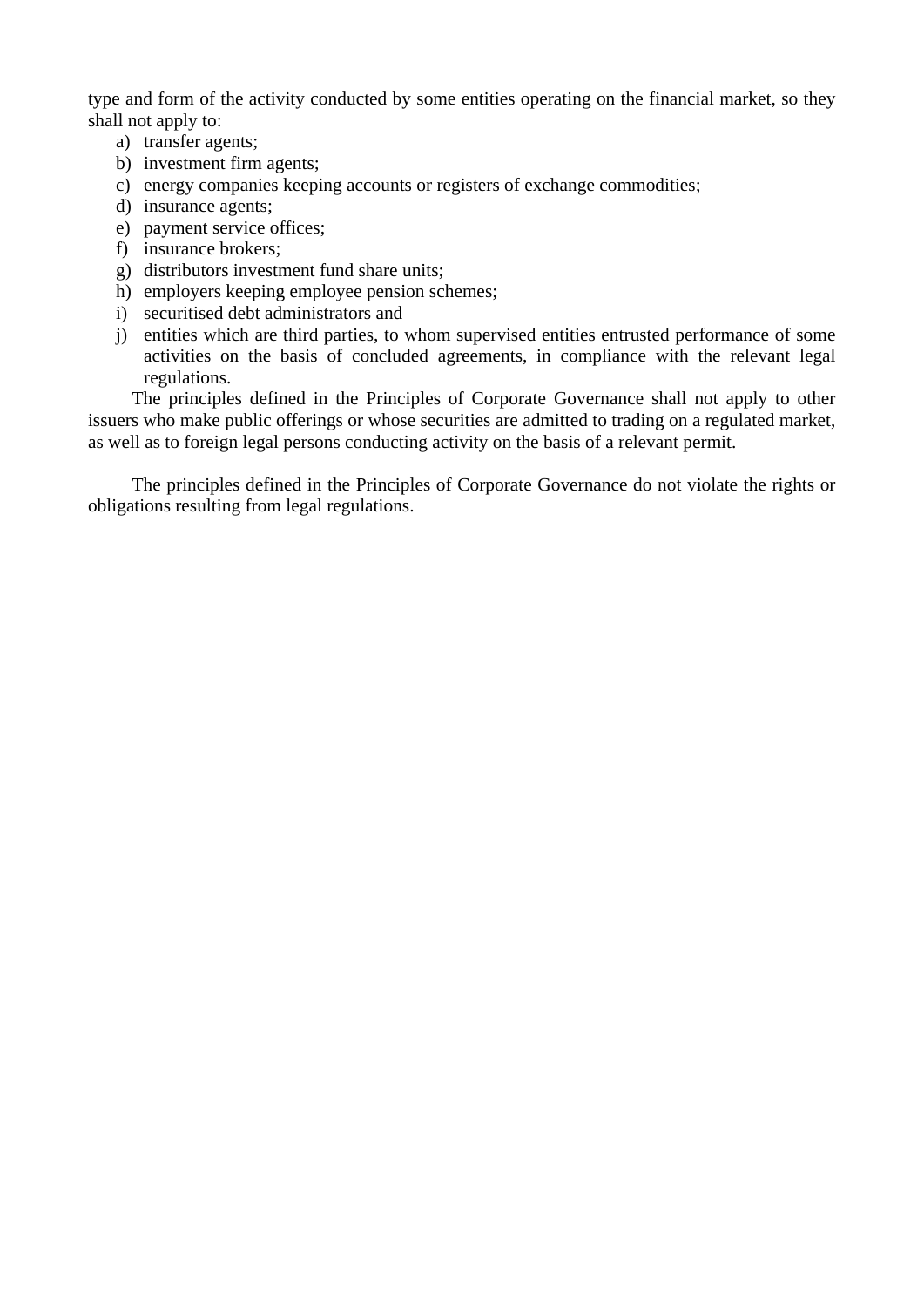type and form of the activity conducted by some entities operating on the financial market, so they shall not apply to:

a) transfer agents;
b) investment firm agents;
c) energy companies keeping accounts or registers of exchange commodities;
d) insurance agents;
e) payment service offices;
f) insurance brokers;
g) distributors investment fund share units;
h) employers keeping employee pension schemes;
i) securitised debt administrators and
j) entities which are third parties, to whom supervised entities entrusted performance of some activities on the basis of concluded agreements, in compliance with the relevant legal regulations.

The principles defined in the Principles of Corporate Governance shall not apply to other issuers who make public offerings or whose securities are admitted to trading on a regulated market, as well as to foreign legal persons conducting activity on the basis of a relevant permit.

The principles defined in the Principles of Corporate Governance do not violate the rights or obligations resulting from legal regulations.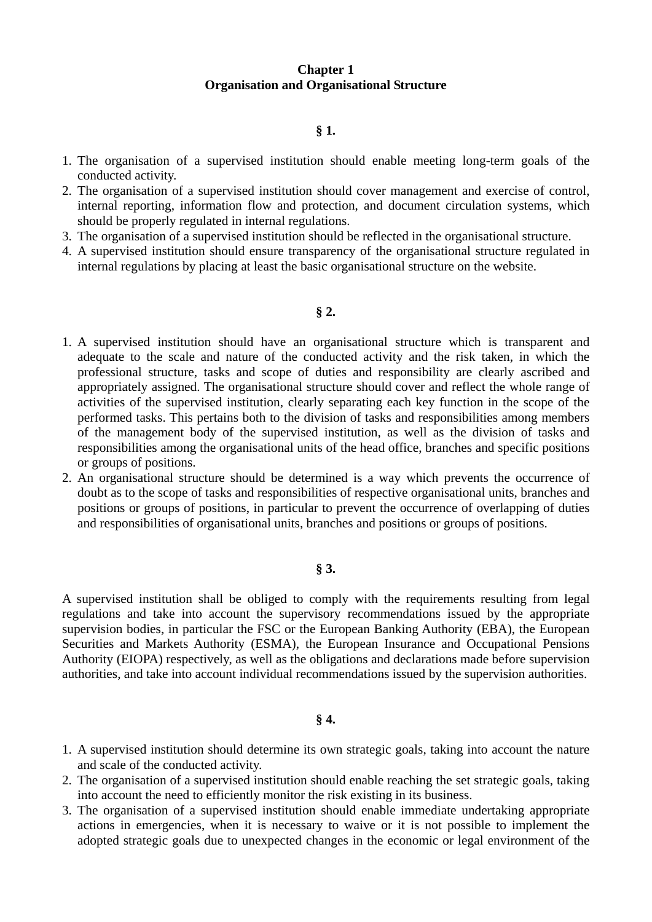## Chapter 1
## Organisation and Organisational Structure

### § 1.

1. The organisation of a supervised institution should enable meeting long-term goals of the conducted activity.
2. The organisation of a supervised institution should cover management and exercise of control, internal reporting, information flow and protection, and document circulation systems, which should be properly regulated in internal regulations.
3. The organisation of a supervised institution should be reflected in the organisational structure.
4. A supervised institution should ensure transparency of the organisational structure regulated in internal regulations by placing at least the basic organisational structure on the website.

### § 2.

1. A supervised institution should have an organisational structure which is transparent and adequate to the scale and nature of the conducted activity and the risk taken, in which the professional structure, tasks and scope of duties and responsibility are clearly ascribed and appropriately assigned. The organisational structure should cover and reflect the whole range of activities of the supervised institution, clearly separating each key function in the scope of the performed tasks. This pertains both to the division of tasks and responsibilities among members of the management body of the supervised institution, as well as the division of tasks and responsibilities among the organisational units of the head office, branches and specific positions or groups of positions.
2. An organisational structure should be determined is a way which prevents the occurrence of doubt as to the scope of tasks and responsibilities of respective organisational units, branches and positions or groups of positions, in particular to prevent the occurrence of overlapping of duties and responsibilities of organisational units, branches and positions or groups of positions.

### § 3.

A supervised institution shall be obliged to comply with the requirements resulting from legal regulations and take into account the supervisory recommendations issued by the appropriate supervision bodies, in particular the FSC or the European Banking Authority (EBA), the European Securities and Markets Authority (ESMA), the European Insurance and Occupational Pensions Authority (EIOPA) respectively, as well as the obligations and declarations made before supervision authorities, and take into account individual recommendations issued by the supervision authorities.

### § 4.

1. A supervised institution should determine its own strategic goals, taking into account the nature and scale of the conducted activity.
2. The organisation of a supervised institution should enable reaching the set strategic goals, taking into account the need to efficiently monitor the risk existing in its business.
3. The organisation of a supervised institution should enable immediate undertaking appropriate actions in emergencies, when it is necessary to waive or it is not possible to implement the adopted strategic goals due to unexpected changes in the economic or legal environment of the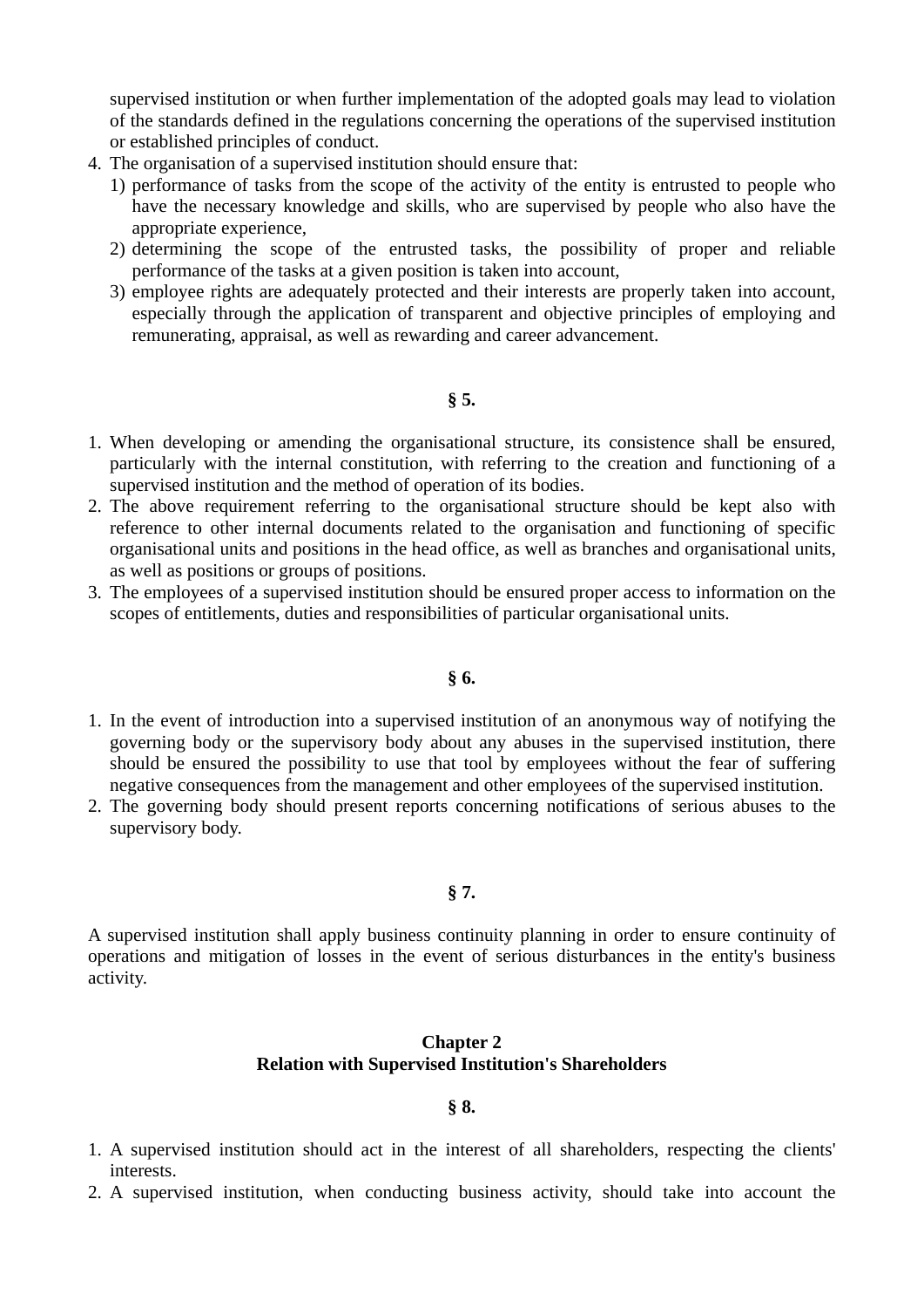supervised institution or when further implementation of the adopted goals may lead to violation of the standards defined in the regulations concerning the operations of the supervised institution or established principles of conduct.

4. The organisation of a supervised institution should ensure that:
   1) performance of tasks from the scope of the activity of the entity is entrusted to people who have the necessary knowledge and skills, who are supervised by people who also have the appropriate experience,
   2) determining the scope of the entrusted tasks, the possibility of proper and reliable performance of the tasks at a given position is taken into account,
   3) employee rights are adequately protected and their interests are properly taken into account, especially through the application of transparent and objective principles of employing and remunerating, appraisal, as well as rewarding and career advancement.

**§ 5.**

1. When developing or amending the organisational structure, its consistence shall be ensured, particularly with the internal constitution, with referring to the creation and functioning of a supervised institution and the method of operation of its bodies.
2. The above requirement referring to the organisational structure should be kept also with reference to other internal documents related to the organisation and functioning of specific organisational units and positions in the head office, as well as branches and organisational units, as well as positions or groups of positions.
3. The employees of a supervised institution should be ensured proper access to information on the scopes of entitlements, duties and responsibilities of particular organisational units.

**§ 6.**

1. In the event of introduction into a supervised institution of an anonymous way of notifying the governing body or the supervisory body about any abuses in the supervised institution, there should be ensured the possibility to use that tool by employees without the fear of suffering negative consequences from the management and other employees of the supervised institution.
2. The governing body should present reports concerning notifications of serious abuses to the supervisory body.

**§ 7.**

A supervised institution shall apply business continuity planning in order to ensure continuity of operations and mitigation of losses in the event of serious disturbances in the entity's business activity.

## Chapter 2
## Relation with Supervised Institution's Shareholders

**§ 8.**

1. A supervised institution should act in the interest of all shareholders, respecting the clients' interests.
2. A supervised institution, when conducting business activity, should take into account the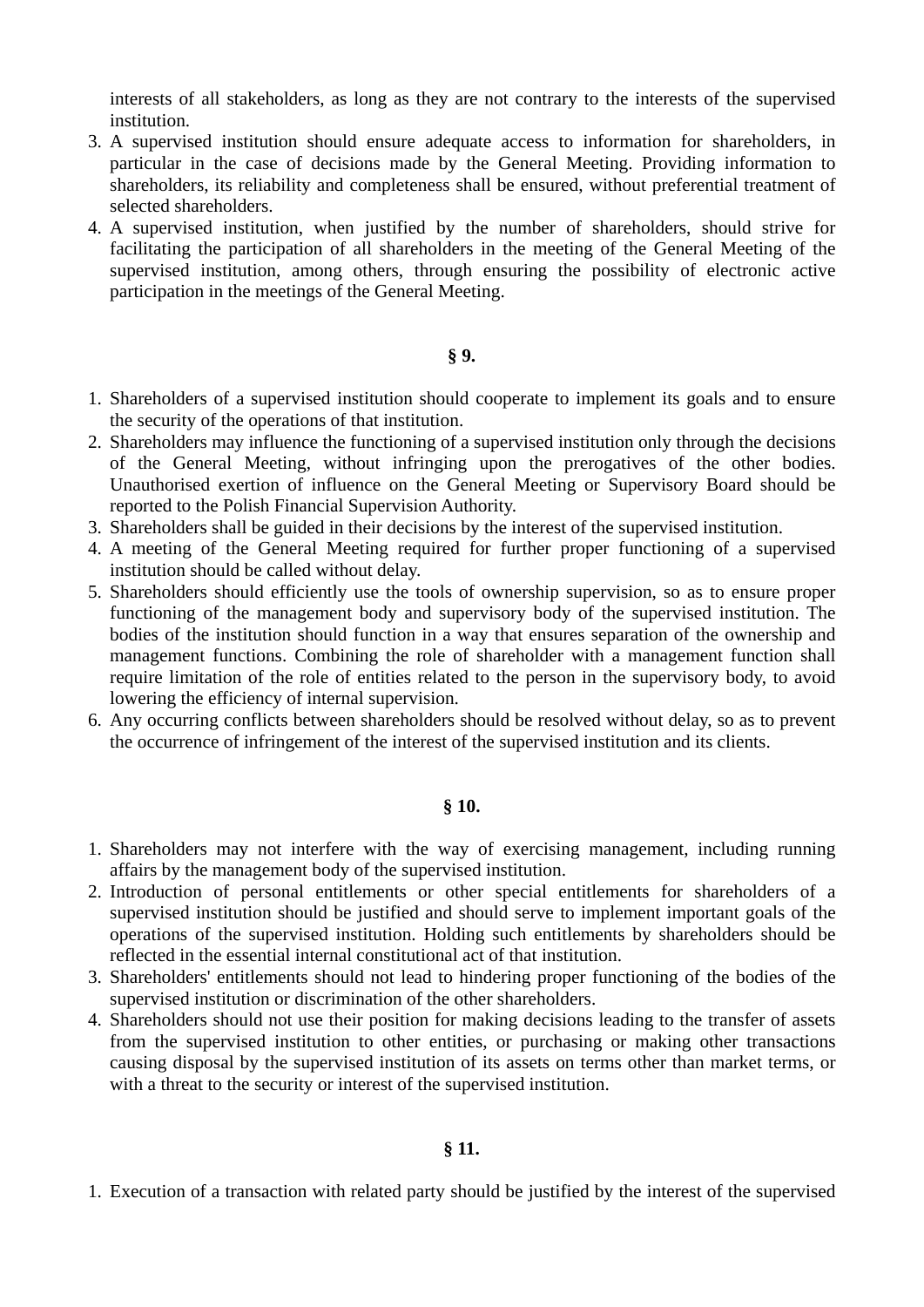interests of all stakeholders, as long as they are not contrary to the interests of the supervised institution.

3. A supervised institution should ensure adequate access to information for shareholders, in particular in the case of decisions made by the General Meeting. Providing information to shareholders, its reliability and completeness shall be ensured, without preferential treatment of selected shareholders.
4. A supervised institution, when justified by the number of shareholders, should strive for facilitating the participation of all shareholders in the meeting of the General Meeting of the supervised institution, among others, through ensuring the possibility of electronic active participation in the meetings of the General Meeting.

**§ 9.**

1. Shareholders of a supervised institution should cooperate to implement its goals and to ensure the security of the operations of that institution.
2. Shareholders may influence the functioning of a supervised institution only through the decisions of the General Meeting, without infringing upon the prerogatives of the other bodies. Unauthorised exertion of influence on the General Meeting or Supervisory Board should be reported to the Polish Financial Supervision Authority.
3. Shareholders shall be guided in their decisions by the interest of the supervised institution.
4. A meeting of the General Meeting required for further proper functioning of a supervised institution should be called without delay.
5. Shareholders should efficiently use the tools of ownership supervision, so as to ensure proper functioning of the management body and supervisory body of the supervised institution. The bodies of the institution should function in a way that ensures separation of the ownership and management functions. Combining the role of shareholder with a management function shall require limitation of the role of entities related to the person in the supervisory body, to avoid lowering the efficiency of internal supervision.
6. Any occurring conflicts between shareholders should be resolved without delay, so as to prevent the occurrence of infringement of the interest of the supervised institution and its clients.

**§ 10.**

1. Shareholders may not interfere with the way of exercising management, including running affairs by the management body of the supervised institution.
2. Introduction of personal entitlements or other special entitlements for shareholders of a supervised institution should be justified and should serve to implement important goals of the operations of the supervised institution. Holding such entitlements by shareholders should be reflected in the essential internal constitutional act of that institution.
3. Shareholders' entitlements should not lead to hindering proper functioning of the bodies of the supervised institution or discrimination of the other shareholders.
4. Shareholders should not use their position for making decisions leading to the transfer of assets from the supervised institution to other entities, or purchasing or making other transactions causing disposal by the supervised institution of its assets on terms other than market terms, or with a threat to the security or interest of the supervised institution.

**§ 11.**

1. Execution of a transaction with related party should be justified by the interest of the supervised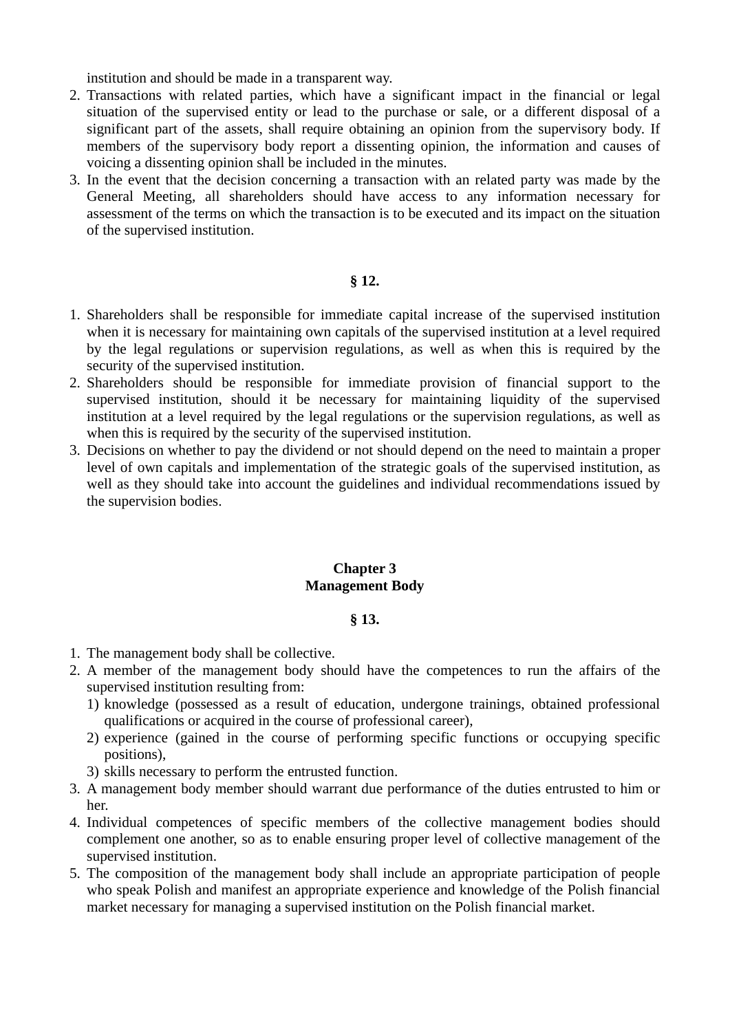institution and should be made in a transparent way.

2. Transactions with related parties, which have a significant impact in the financial or legal situation of the supervised entity or lead to the purchase or sale, or a different disposal of a significant part of the assets, shall require obtaining an opinion from the supervisory body. If members of the supervisory body report a dissenting opinion, the information and causes of voicing a dissenting opinion shall be included in the minutes.
3. In the event that the decision concerning a transaction with an related party was made by the General Meeting, all shareholders should have access to any information necessary for assessment of the terms on which the transaction is to be executed and its impact on the situation of the supervised institution.

**§ 12.**

1. Shareholders shall be responsible for immediate capital increase of the supervised institution when it is necessary for maintaining own capitals of the supervised institution at a level required by the legal regulations or supervision regulations, as well as when this is required by the security of the supervised institution.
2. Shareholders should be responsible for immediate provision of financial support to the supervised institution, should it be necessary for maintaining liquidity of the supervised institution at a level required by the legal regulations or the supervision regulations, as well as when this is required by the security of the supervised institution.
3. Decisions on whether to pay the dividend or not should depend on the need to maintain a proper level of own capitals and implementation of the strategic goals of the supervised institution, as well as they should take into account the guidelines and individual recommendations issued by the supervision bodies.

## Chapter 3
## Management Body

**§ 13.**

1. The management body shall be collective.
2. A member of the management body should have the competences to run the affairs of the supervised institution resulting from:
   1) knowledge (possessed as a result of education, undergone trainings, obtained professional qualifications or acquired in the course of professional career),
   2) experience (gained in the course of performing specific functions or occupying specific positions),
   3) skills necessary to perform the entrusted function.
3. A management body member should warrant due performance of the duties entrusted to him or her.
4. Individual competences of specific members of the collective management bodies should complement one another, so as to enable ensuring proper level of collective management of the supervised institution.
5. The composition of the management body shall include an appropriate participation of people who speak Polish and manifest an appropriate experience and knowledge of the Polish financial market necessary for managing a supervised institution on the Polish financial market.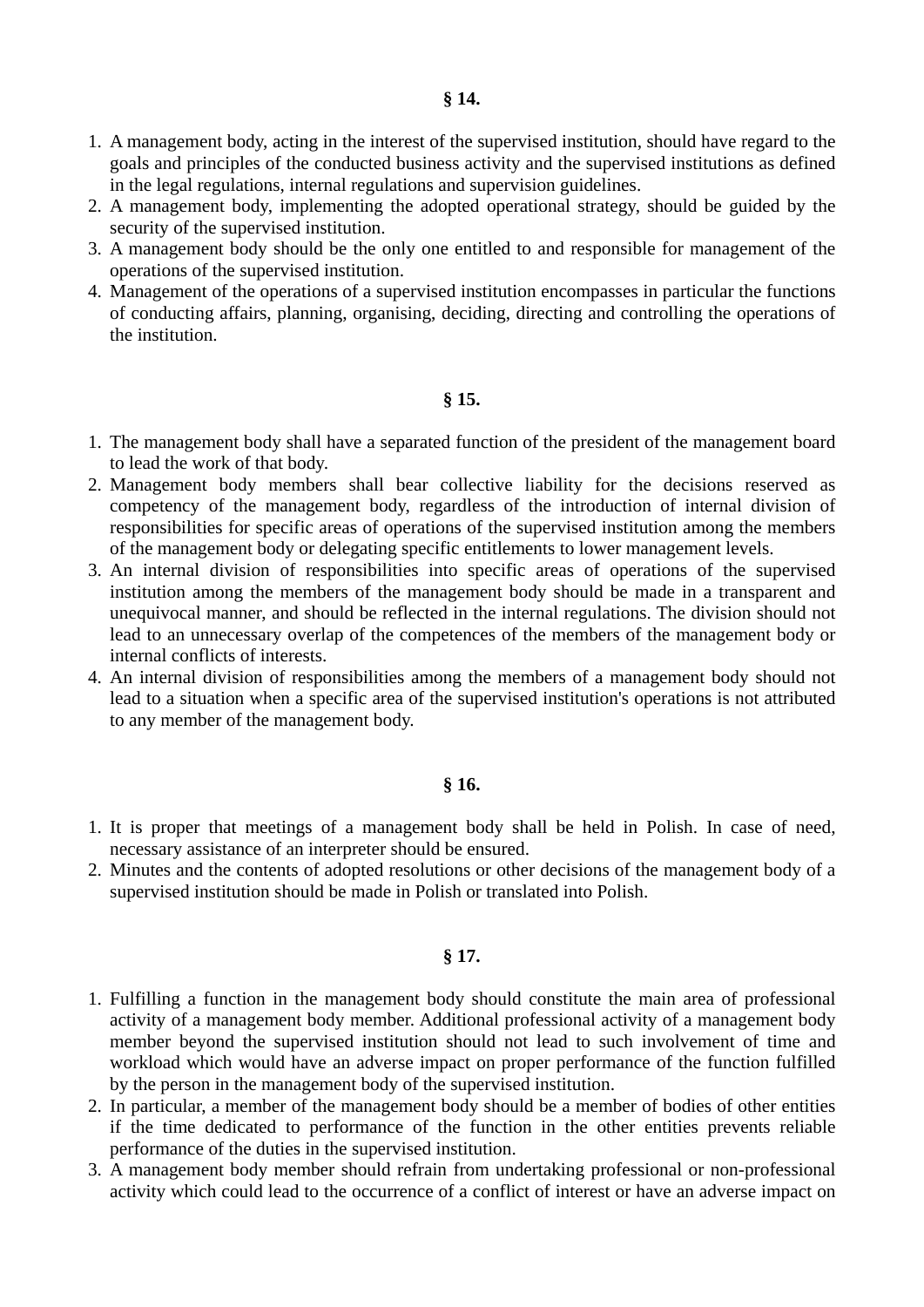**§ 14.**

1. A management body, acting in the interest of the supervised institution, should have regard to the goals and principles of the conducted business activity and the supervised institutions as defined in the legal regulations, internal regulations and supervision guidelines.
2. A management body, implementing the adopted operational strategy, should be guided by the security of the supervised institution.
3. A management body should be the only one entitled to and responsible for management of the operations of the supervised institution.
4. Management of the operations of a supervised institution encompasses in particular the functions of conducting affairs, planning, organising, deciding, directing and controlling the operations of the institution.

**§ 15.**

1. The management body shall have a separated function of the president of the management board to lead the work of that body.
2. Management body members shall bear collective liability for the decisions reserved as competency of the management body, regardless of the introduction of internal division of responsibilities for specific areas of operations of the supervised institution among the members of the management body or delegating specific entitlements to lower management levels.
3. An internal division of responsibilities into specific areas of operations of the supervised institution among the members of the management body should be made in a transparent and unequivocal manner, and should be reflected in the internal regulations. The division should not lead to an unnecessary overlap of the competences of the members of the management body or internal conflicts of interests.
4. An internal division of responsibilities among the members of a management body should not lead to a situation when a specific area of the supervised institution's operations is not attributed to any member of the management body.

**§ 16.**

1. It is proper that meetings of a management body shall be held in Polish. In case of need, necessary assistance of an interpreter should be ensured.
2. Minutes and the contents of adopted resolutions or other decisions of the management body of a supervised institution should be made in Polish or translated into Polish.

**§ 17.**

1. Fulfilling a function in the management body should constitute the main area of professional activity of a management body member. Additional professional activity of a management body member beyond the supervised institution should not lead to such involvement of time and workload which would have an adverse impact on proper performance of the function fulfilled by the person in the management body of the supervised institution.
2. In particular, a member of the management body should be a member of bodies of other entities if the time dedicated to performance of the function in the other entities prevents reliable performance of the duties in the supervised institution.
3. A management body member should refrain from undertaking professional or non-professional activity which could lead to the occurrence of a conflict of interest or have an adverse impact on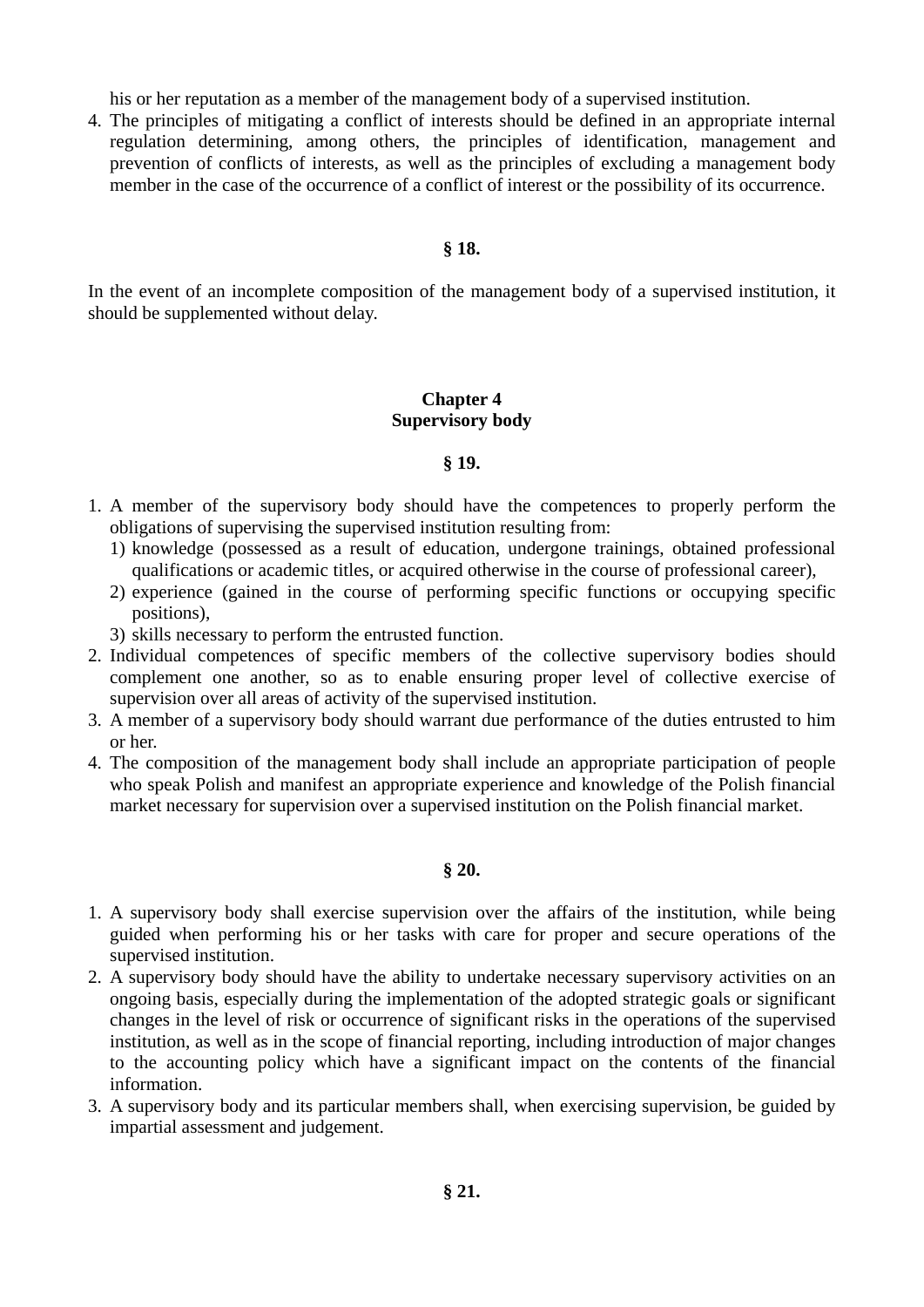his or her reputation as a member of the management body of a supervised institution.

4. The principles of mitigating a conflict of interests should be defined in an appropriate internal regulation determining, among others, the principles of identification, management and prevention of conflicts of interests, as well as the principles of excluding a management body member in the case of the occurrence of a conflict of interest or the possibility of its occurrence.

**§ 18.**

In the event of an incomplete composition of the management body of a supervised institution, it should be supplemented without delay.

## Chapter 4
## Supervisory body

**§ 19.**

1. A member of the supervisory body should have the competences to properly perform the obligations of supervising the supervised institution resulting from:
   1) knowledge (possessed as a result of education, undergone trainings, obtained professional qualifications or academic titles, or acquired otherwise in the course of professional career),
   2) experience (gained in the course of performing specific functions or occupying specific positions),
   3) skills necessary to perform the entrusted function.
2. Individual competences of specific members of the collective supervisory bodies should complement one another, so as to enable ensuring proper level of collective exercise of supervision over all areas of activity of the supervised institution.
3. A member of a supervisory body should warrant due performance of the duties entrusted to him or her.
4. The composition of the management body shall include an appropriate participation of people who speak Polish and manifest an appropriate experience and knowledge of the Polish financial market necessary for supervision over a supervised institution on the Polish financial market.

**§ 20.**

1. A supervisory body shall exercise supervision over the affairs of the institution, while being guided when performing his or her tasks with care for proper and secure operations of the supervised institution.
2. A supervisory body should have the ability to undertake necessary supervisory activities on an ongoing basis, especially during the implementation of the adopted strategic goals or significant changes in the level of risk or occurrence of significant risks in the operations of the supervised institution, as well as in the scope of financial reporting, including introduction of major changes to the accounting policy which have a significant impact on the contents of the financial information.
3. A supervisory body and its particular members shall, when exercising supervision, be guided by impartial assessment and judgement.

**§ 21.**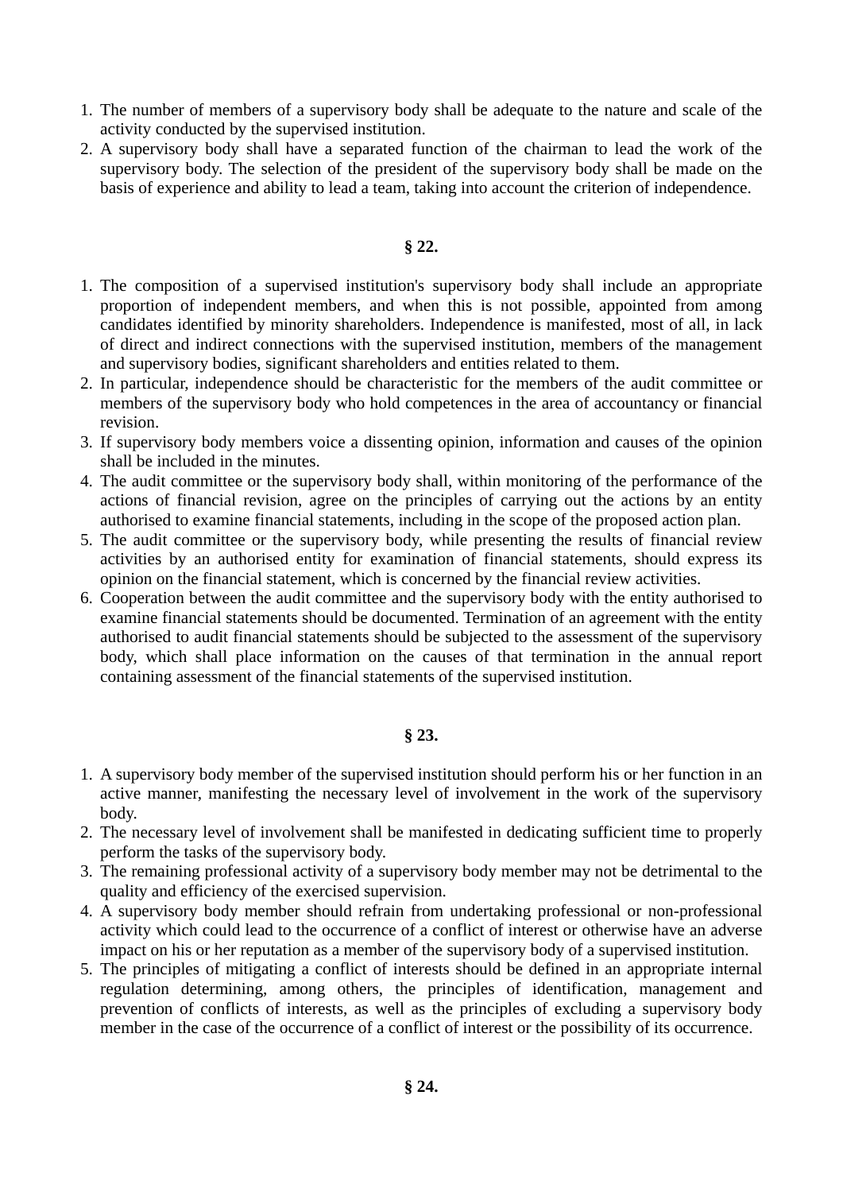1. The number of members of a supervisory body shall be adequate to the nature and scale of the activity conducted by the supervised institution.
2. A supervisory body shall have a separated function of the chairman to lead the work of the supervisory body. The selection of the president of the supervisory body shall be made on the basis of experience and ability to lead a team, taking into account the criterion of independence.

**§ 22.**

1. The composition of a supervised institution's supervisory body shall include an appropriate proportion of independent members, and when this is not possible, appointed from among candidates identified by minority shareholders. Independence is manifested, most of all, in lack of direct and indirect connections with the supervised institution, members of the management and supervisory bodies, significant shareholders and entities related to them.
2. In particular, independence should be characteristic for the members of the audit committee or members of the supervisory body who hold competences in the area of accountancy or financial revision.
3. If supervisory body members voice a dissenting opinion, information and causes of the opinion shall be included in the minutes.
4. The audit committee or the supervisory body shall, within monitoring of the performance of the actions of financial revision, agree on the principles of carrying out the actions by an entity authorised to examine financial statements, including in the scope of the proposed action plan.
5. The audit committee or the supervisory body, while presenting the results of financial review activities by an authorised entity for examination of financial statements, should express its opinion on the financial statement, which is concerned by the financial review activities.
6. Cooperation between the audit committee and the supervisory body with the entity authorised to examine financial statements should be documented. Termination of an agreement with the entity authorised to audit financial statements should be subjected to the assessment of the supervisory body, which shall place information on the causes of that termination in the annual report containing assessment of the financial statements of the supervised institution.

**§ 23.**

1. A supervisory body member of the supervised institution should perform his or her function in an active manner, manifesting the necessary level of involvement in the work of the supervisory body.
2. The necessary level of involvement shall be manifested in dedicating sufficient time to properly perform the tasks of the supervisory body.
3. The remaining professional activity of a supervisory body member may not be detrimental to the quality and efficiency of the exercised supervision.
4. A supervisory body member should refrain from undertaking professional or non-professional activity which could lead to the occurrence of a conflict of interest or otherwise have an adverse impact on his or her reputation as a member of the supervisory body of a supervised institution.
5. The principles of mitigating a conflict of interests should be defined in an appropriate internal regulation determining, among others, the principles of identification, management and prevention of conflicts of interests, as well as the principles of excluding a supervisory body member in the case of the occurrence of a conflict of interest or the possibility of its occurrence.

**§ 24.**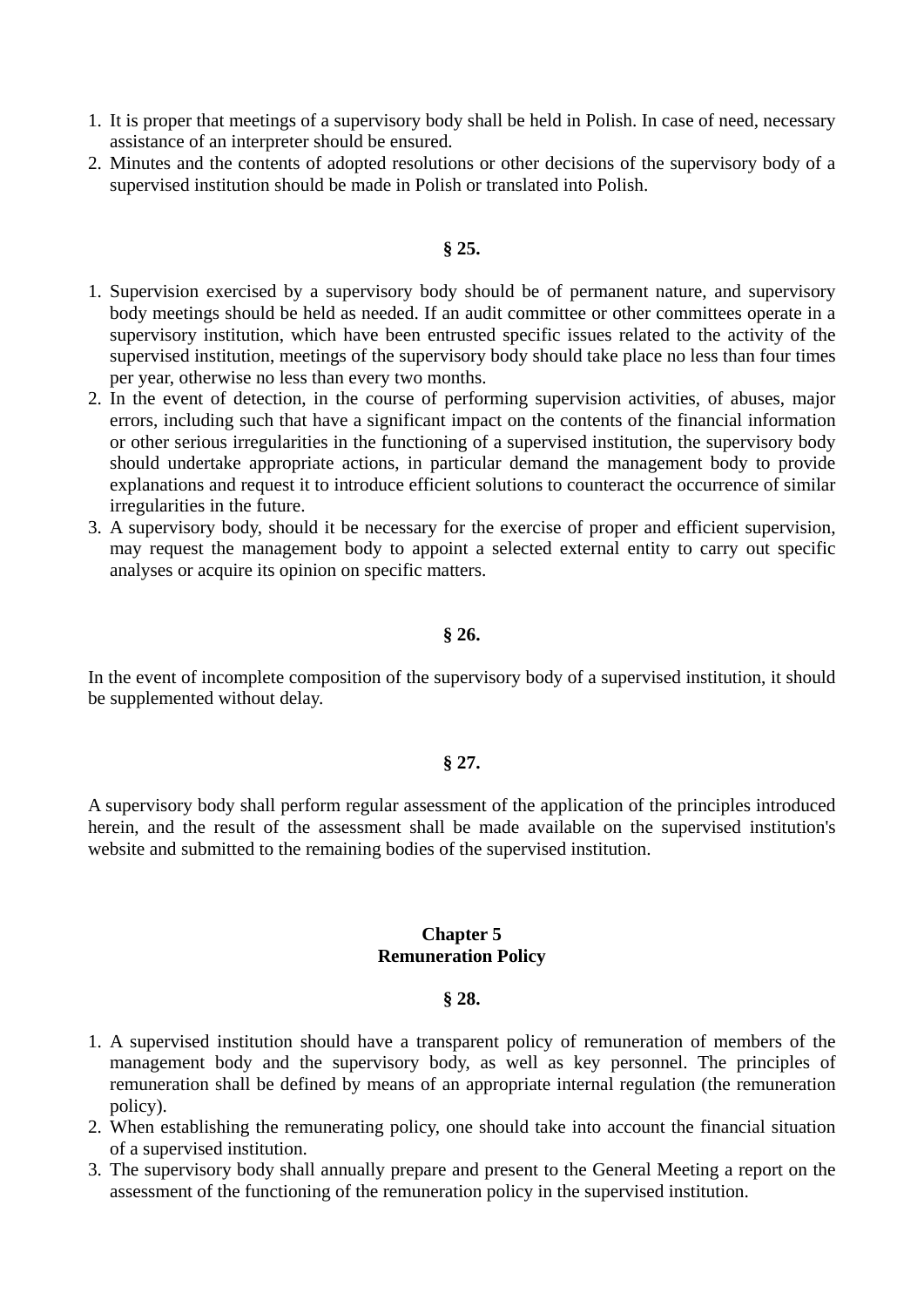1. It is proper that meetings of a supervisory body shall be held in Polish. In case of need, necessary assistance of an interpreter should be ensured.
2. Minutes and the contents of adopted resolutions or other decisions of the supervisory body of a supervised institution should be made in Polish or translated into Polish.

**§ 25.**

1. Supervision exercised by a supervisory body should be of permanent nature, and supervisory body meetings should be held as needed. If an audit committee or other committees operate in a supervisory institution, which have been entrusted specific issues related to the activity of the supervised institution, meetings of the supervisory body should take place no less than four times per year, otherwise no less than every two months.
2. In the event of detection, in the course of performing supervision activities, of abuses, major errors, including such that have a significant impact on the contents of the financial information or other serious irregularities in the functioning of a supervised institution, the supervisory body should undertake appropriate actions, in particular demand the management body to provide explanations and request it to introduce efficient solutions to counteract the occurrence of similar irregularities in the future.
3. A supervisory body, should it be necessary for the exercise of proper and efficient supervision, may request the management body to appoint a selected external entity to carry out specific analyses or acquire its opinion on specific matters.

**§ 26.**

In the event of incomplete composition of the supervisory body of a supervised institution, it should be supplemented without delay.

**§ 27.**

A supervisory body shall perform regular assessment of the application of the principles introduced herein, and the result of the assessment shall be made available on the supervised institution's website and submitted to the remaining bodies of the supervised institution.

## Chapter 5
## Remuneration Policy

**§ 28.**

1. A supervised institution should have a transparent policy of remuneration of members of the management body and the supervisory body, as well as key personnel. The principles of remuneration shall be defined by means of an appropriate internal regulation (the remuneration policy).
2. When establishing the remunerating policy, one should take into account the financial situation of a supervised institution.
3. The supervisory body shall annually prepare and present to the General Meeting a report on the assessment of the functioning of the remuneration policy in the supervised institution.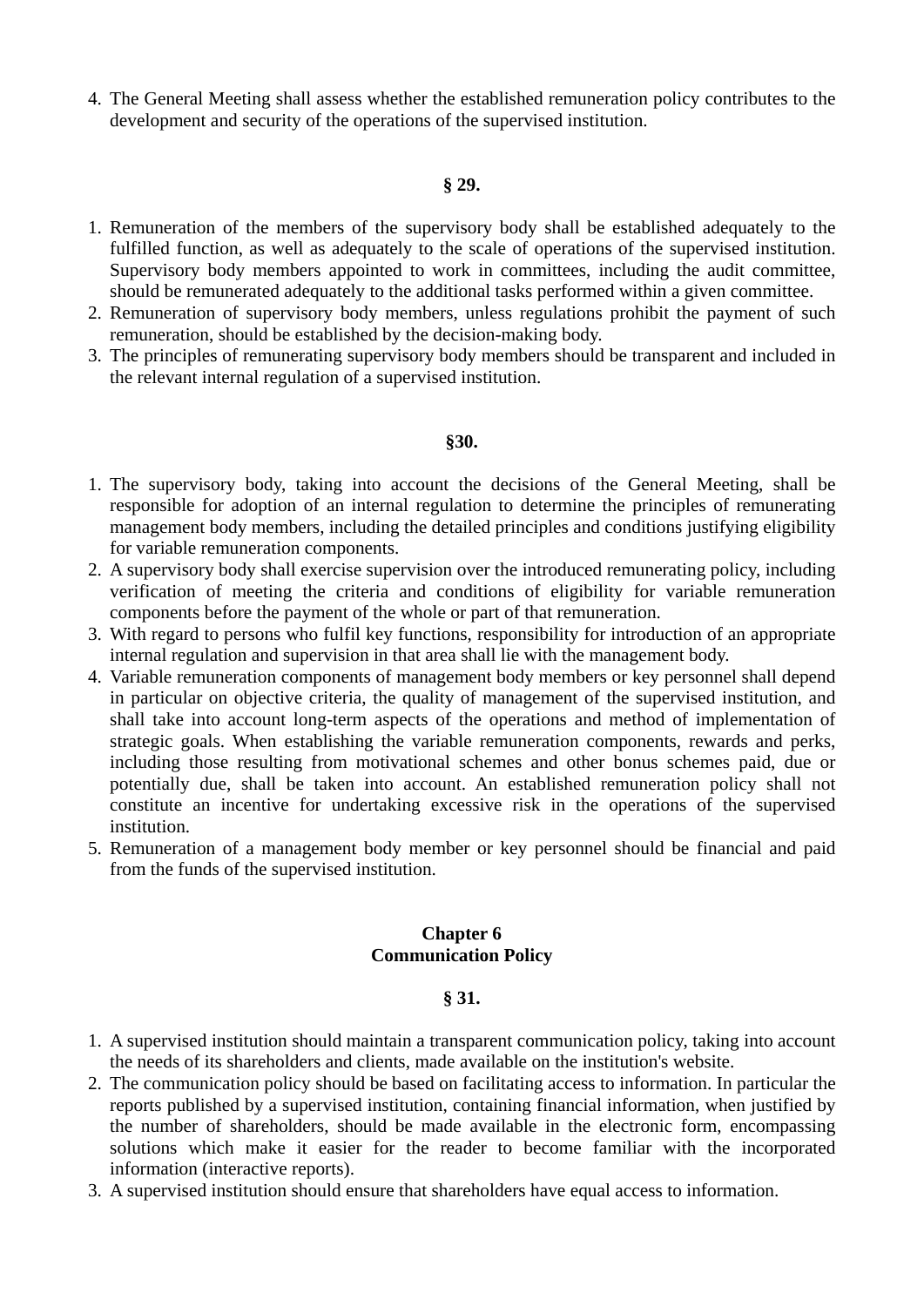4. The General Meeting shall assess whether the established remuneration policy contributes to the development and security of the operations of the supervised institution.

**§ 29.**

1. Remuneration of the members of the supervisory body shall be established adequately to the fulfilled function, as well as adequately to the scale of operations of the supervised institution. Supervisory body members appointed to work in committees, including the audit committee, should be remunerated adequately to the additional tasks performed within a given committee.
2. Remuneration of supervisory body members, unless regulations prohibit the payment of such remuneration, should be established by the decision-making body.
3. The principles of remunerating supervisory body members should be transparent and included in the relevant internal regulation of a supervised institution.

**§30.**

1. The supervisory body, taking into account the decisions of the General Meeting, shall be responsible for adoption of an internal regulation to determine the principles of remunerating management body members, including the detailed principles and conditions justifying eligibility for variable remuneration components.
2. A supervisory body shall exercise supervision over the introduced remunerating policy, including verification of meeting the criteria and conditions of eligibility for variable remuneration components before the payment of the whole or part of that remuneration.
3. With regard to persons who fulfil key functions, responsibility for introduction of an appropriate internal regulation and supervision in that area shall lie with the management body.
4. Variable remuneration components of management body members or key personnel shall depend in particular on objective criteria, the quality of management of the supervised institution, and shall take into account long-term aspects of the operations and method of implementation of strategic goals. When establishing the variable remuneration components, rewards and perks, including those resulting from motivational schemes and other bonus schemes paid, due or potentially due, shall be taken into account. An established remuneration policy shall not constitute an incentive for undertaking excessive risk in the operations of the supervised institution.
5. Remuneration of a management body member or key personnel should be financial and paid from the funds of the supervised institution.

## Chapter 6
## Communication Policy

**§ 31.**

1. A supervised institution should maintain a transparent communication policy, taking into account the needs of its shareholders and clients, made available on the institution's website.
2. The communication policy should be based on facilitating access to information. In particular the reports published by a supervised institution, containing financial information, when justified by the number of shareholders, should be made available in the electronic form, encompassing solutions which make it easier for the reader to become familiar with the incorporated information (interactive reports).
3. A supervised institution should ensure that shareholders have equal access to information.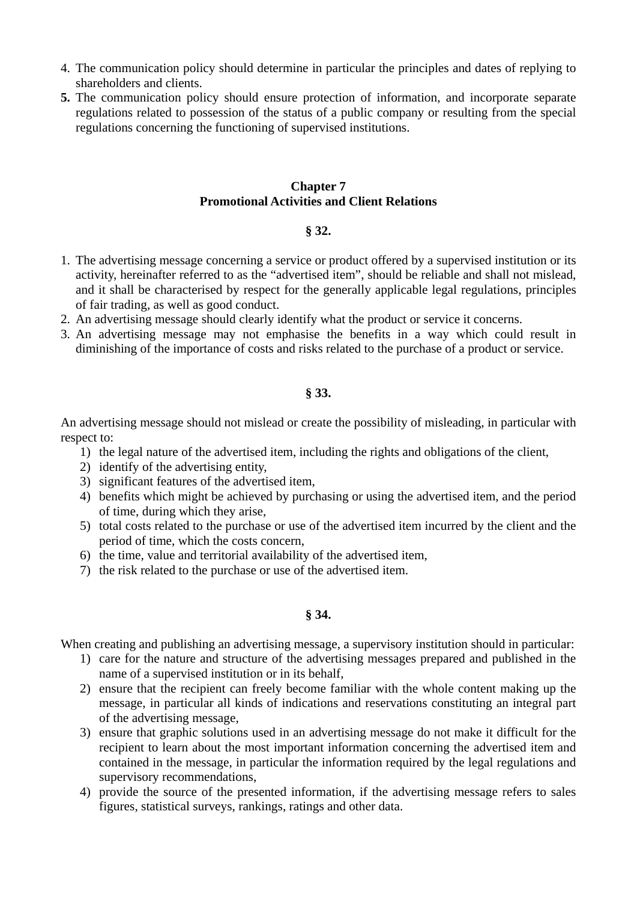4. The communication policy should determine in particular the principles and dates of replying to shareholders and clients.
5. The communication policy should ensure protection of information, and incorporate separate regulations related to possession of the status of a public company or resulting from the special regulations concerning the functioning of supervised institutions.

## Chapter 7
## Promotional Activities and Client Relations

### § 32.

1. The advertising message concerning a service or product offered by a supervised institution or its activity, hereinafter referred to as the "advertised item", should be reliable and shall not mislead, and it shall be characterised by respect for the generally applicable legal regulations, principles of fair trading, as well as good conduct.
2. An advertising message should clearly identify what the product or service it concerns.
3. An advertising message may not emphasise the benefits in a way which could result in diminishing of the importance of costs and risks related to the purchase of a product or service.

### § 33.

An advertising message should not mislead or create the possibility of misleading, in particular with respect to:

1) the legal nature of the advertised item, including the rights and obligations of the client,
2) identify of the advertising entity,
3) significant features of the advertised item,
4) benefits which might be achieved by purchasing or using the advertised item, and the period of time, during which they arise,
5) total costs related to the purchase or use of the advertised item incurred by the client and the period of time, which the costs concern,
6) the time, value and territorial availability of the advertised item,
7) the risk related to the purchase or use of the advertised item.

### § 34.

When creating and publishing an advertising message, a supervisory institution should in particular:

1) care for the nature and structure of the advertising messages prepared and published in the name of a supervised institution or in its behalf,
2) ensure that the recipient can freely become familiar with the whole content making up the message, in particular all kinds of indications and reservations constituting an integral part of the advertising message,
3) ensure that graphic solutions used in an advertising message do not make it difficult for the recipient to learn about the most important information concerning the advertised item and contained in the message, in particular the information required by the legal regulations and supervisory recommendations,
4) provide the source of the presented information, if the advertising message refers to sales figures, statistical surveys, rankings, ratings and other data.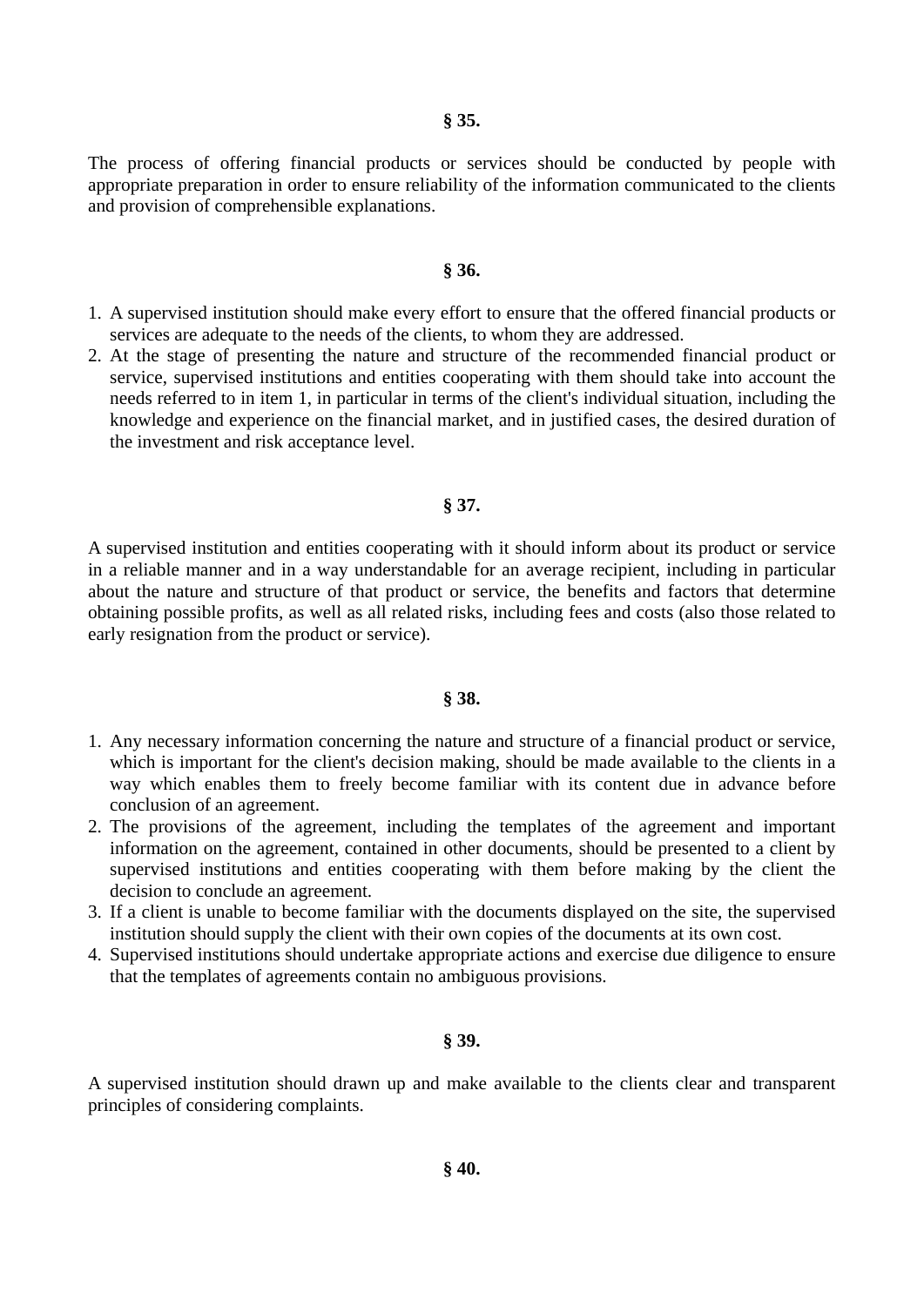**§ 35.**

The process of offering financial products or services should be conducted by people with appropriate preparation in order to ensure reliability of the information communicated to the clients and provision of comprehensible explanations.

**§ 36.**

1. A supervised institution should make every effort to ensure that the offered financial products or services are adequate to the needs of the clients, to whom they are addressed.
2. At the stage of presenting the nature and structure of the recommended financial product or service, supervised institutions and entities cooperating with them should take into account the needs referred to in item 1, in particular in terms of the client's individual situation, including the knowledge and experience on the financial market, and in justified cases, the desired duration of the investment and risk acceptance level.

**§ 37.**

A supervised institution and entities cooperating with it should inform about its product or service in a reliable manner and in a way understandable for an average recipient, including in particular about the nature and structure of that product or service, the benefits and factors that determine obtaining possible profits, as well as all related risks, including fees and costs (also those related to early resignation from the product or service).

**§ 38.**

1. Any necessary information concerning the nature and structure of a financial product or service, which is important for the client's decision making, should be made available to the clients in a way which enables them to freely become familiar with its content due in advance before conclusion of an agreement.
2. The provisions of the agreement, including the templates of the agreement and important information on the agreement, contained in other documents, should be presented to a client by supervised institutions and entities cooperating with them before making by the client the decision to conclude an agreement.
3. If a client is unable to become familiar with the documents displayed on the site, the supervised institution should supply the client with their own copies of the documents at its own cost.
4. Supervised institutions should undertake appropriate actions and exercise due diligence to ensure that the templates of agreements contain no ambiguous provisions.

**§ 39.**

A supervised institution should drawn up and make available to the clients clear and transparent principles of considering complaints.

**§ 40.**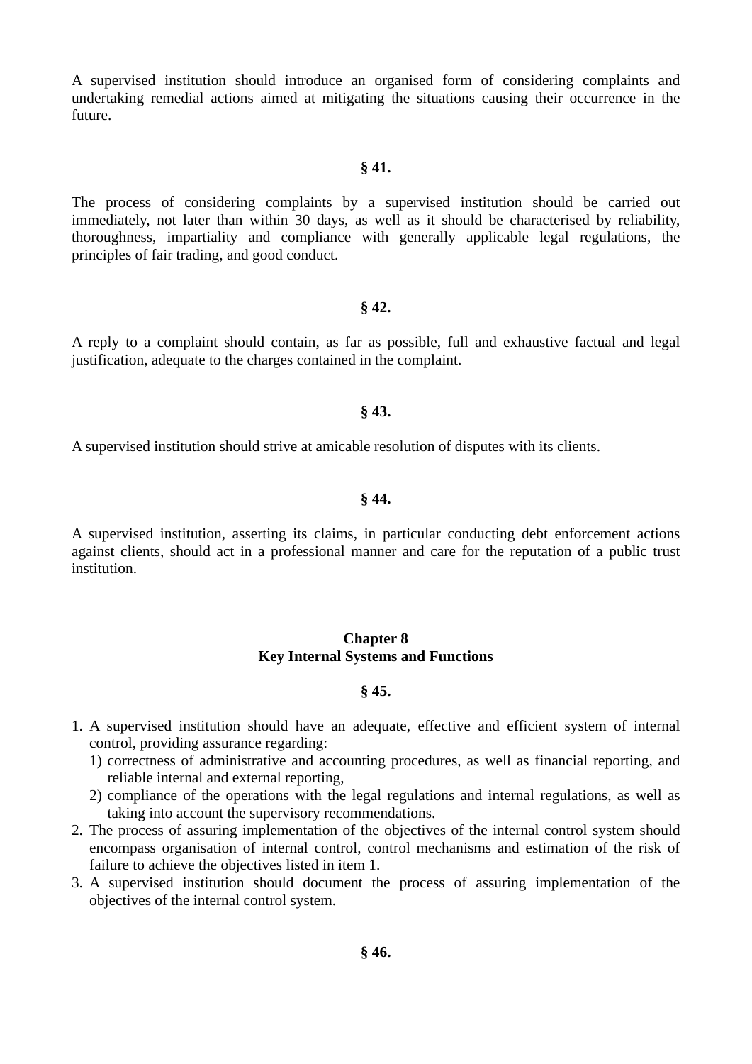A supervised institution should introduce an organised form of considering complaints and undertaking remedial actions aimed at mitigating the situations causing their occurrence in the future.

**§ 41.**

The process of considering complaints by a supervised institution should be carried out immediately, not later than within 30 days, as well as it should be characterised by reliability, thoroughness, impartiality and compliance with generally applicable legal regulations, the principles of fair trading, and good conduct.

**§ 42.**

A reply to a complaint should contain, as far as possible, full and exhaustive factual and legal justification, adequate to the charges contained in the complaint.

**§ 43.**

A supervised institution should strive at amicable resolution of disputes with its clients.

**§ 44.**

A supervised institution, asserting its claims, in particular conducting debt enforcement actions against clients, should act in a professional manner and care for the reputation of a public trust institution.

## Chapter 8
## Key Internal Systems and Functions

**§ 45.**

1. A supervised institution should have an adequate, effective and efficient system of internal control, providing assurance regarding:
   1) correctness of administrative and accounting procedures, as well as financial reporting, and reliable internal and external reporting,
   2) compliance of the operations with the legal regulations and internal regulations, as well as taking into account the supervisory recommendations.
2. The process of assuring implementation of the objectives of the internal control system should encompass organisation of internal control, control mechanisms and estimation of the risk of failure to achieve the objectives listed in item 1.
3. A supervised institution should document the process of assuring implementation of the objectives of the internal control system.

**§ 46.**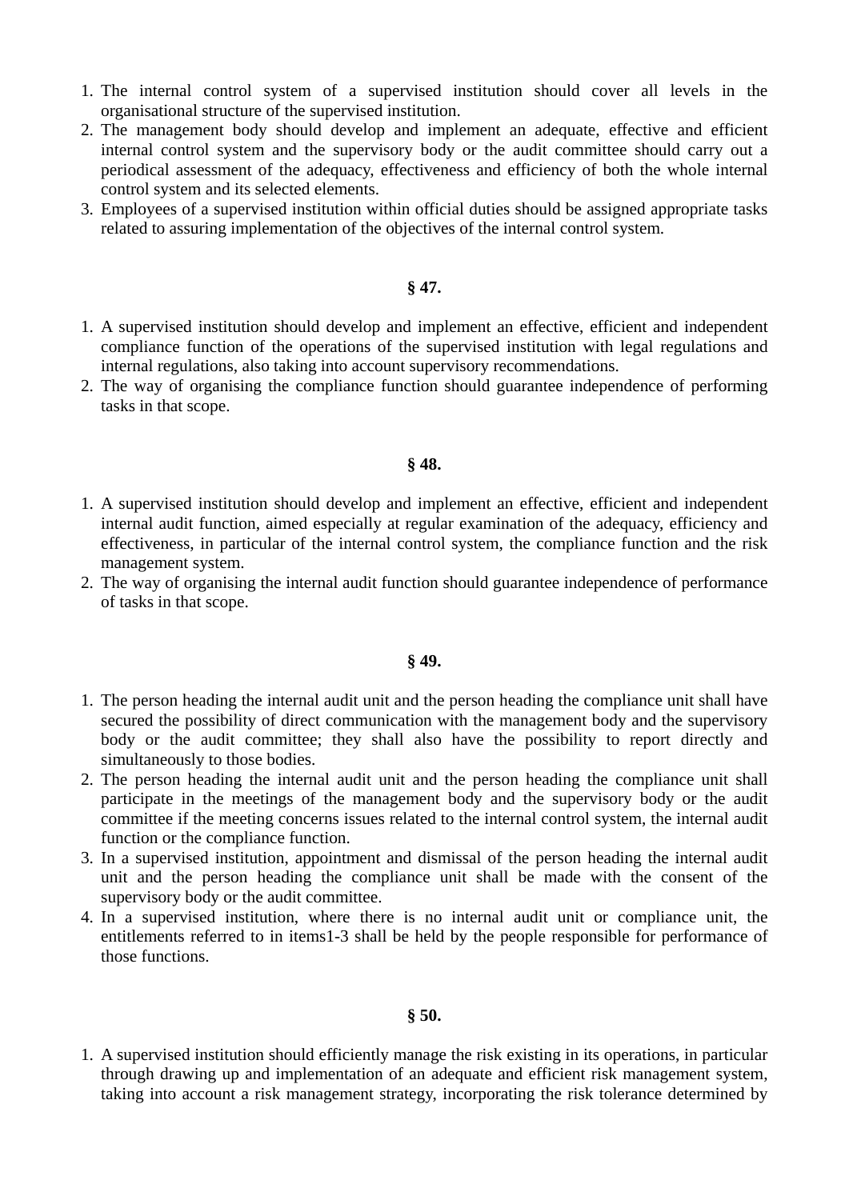1. The internal control system of a supervised institution should cover all levels in the organisational structure of the supervised institution.
2. The management body should develop and implement an adequate, effective and efficient internal control system and the supervisory body or the audit committee should carry out a periodical assessment of the adequacy, effectiveness and efficiency of both the whole internal control system and its selected elements.
3. Employees of a supervised institution within official duties should be assigned appropriate tasks related to assuring implementation of the objectives of the internal control system.

**§ 47.**

1. A supervised institution should develop and implement an effective, efficient and independent compliance function of the operations of the supervised institution with legal regulations and internal regulations, also taking into account supervisory recommendations.
2. The way of organising the compliance function should guarantee independence of performing tasks in that scope.

**§ 48.**

1. A supervised institution should develop and implement an effective, efficient and independent internal audit function, aimed especially at regular examination of the adequacy, efficiency and effectiveness, in particular of the internal control system, the compliance function and the risk management system.
2. The way of organising the internal audit function should guarantee independence of performance of tasks in that scope.

**§ 49.**

1. The person heading the internal audit unit and the person heading the compliance unit shall have secured the possibility of direct communication with the management body and the supervisory body or the audit committee; they shall also have the possibility to report directly and simultaneously to those bodies.
2. The person heading the internal audit unit and the person heading the compliance unit shall participate in the meetings of the management body and the supervisory body or the audit committee if the meeting concerns issues related to the internal control system, the internal audit function or the compliance function.
3. In a supervised institution, appointment and dismissal of the person heading the internal audit unit and the person heading the compliance unit shall be made with the consent of the supervisory body or the audit committee.
4. In a supervised institution, where there is no internal audit unit or compliance unit, the entitlements referred to in items1-3 shall be held by the people responsible for performance of those functions.

**§ 50.**

1. A supervised institution should efficiently manage the risk existing in its operations, in particular through drawing up and implementation of an adequate and efficient risk management system, taking into account a risk management strategy, incorporating the risk tolerance determined by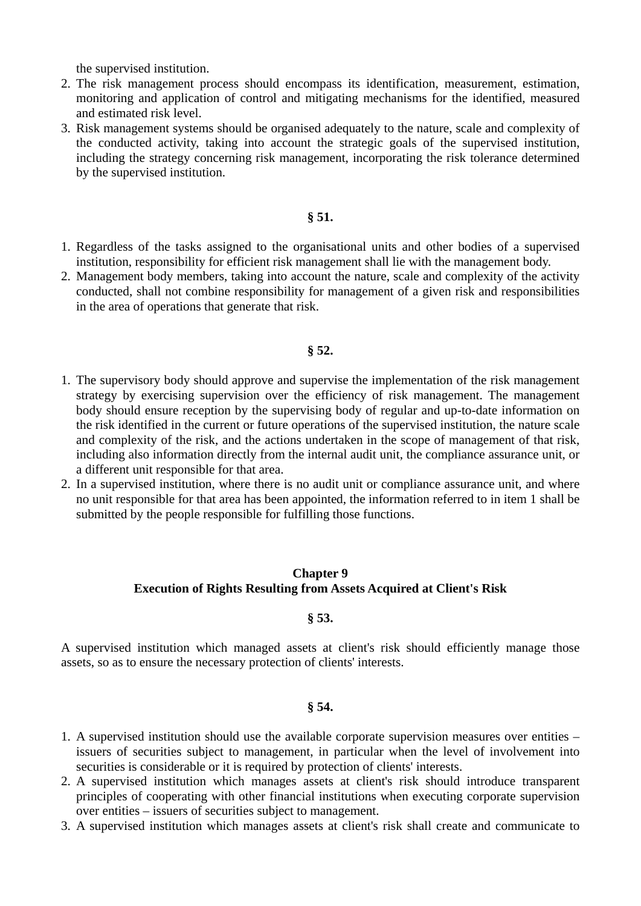the supervised institution.

2. The risk management process should encompass its identification, measurement, estimation, monitoring and application of control and mitigating mechanisms for the identified, measured and estimated risk level.
3. Risk management systems should be organised adequately to the nature, scale and complexity of the conducted activity, taking into account the strategic goals of the supervised institution, including the strategy concerning risk management, incorporating the risk tolerance determined by the supervised institution.

**§ 51.**

1. Regardless of the tasks assigned to the organisational units and other bodies of a supervised institution, responsibility for efficient risk management shall lie with the management body.
2. Management body members, taking into account the nature, scale and complexity of the activity conducted, shall not combine responsibility for management of a given risk and responsibilities in the area of operations that generate that risk.

**§ 52.**

1. The supervisory body should approve and supervise the implementation of the risk management strategy by exercising supervision over the efficiency of risk management. The management body should ensure reception by the supervising body of regular and up-to-date information on the risk identified in the current or future operations of the supervised institution, the nature scale and complexity of the risk, and the actions undertaken in the scope of management of that risk, including also information directly from the internal audit unit, the compliance assurance unit, or a different unit responsible for that area.
2. In a supervised institution, where there is no audit unit or compliance assurance unit, and where no unit responsible for that area has been appointed, the information referred to in item 1 shall be submitted by the people responsible for fulfilling those functions.

## Chapter 9
## Execution of Rights Resulting from Assets Acquired at Client's Risk

**§ 53.**

A supervised institution which managed assets at client's risk should efficiently manage those assets, so as to ensure the necessary protection of clients' interests.

**§ 54.**

1. A supervised institution should use the available corporate supervision measures over entities – issuers of securities subject to management, in particular when the level of involvement into securities is considerable or it is required by protection of clients' interests.
2. A supervised institution which manages assets at client's risk should introduce transparent principles of cooperating with other financial institutions when executing corporate supervision over entities – issuers of securities subject to management.
3. A supervised institution which manages assets at client's risk shall create and communicate to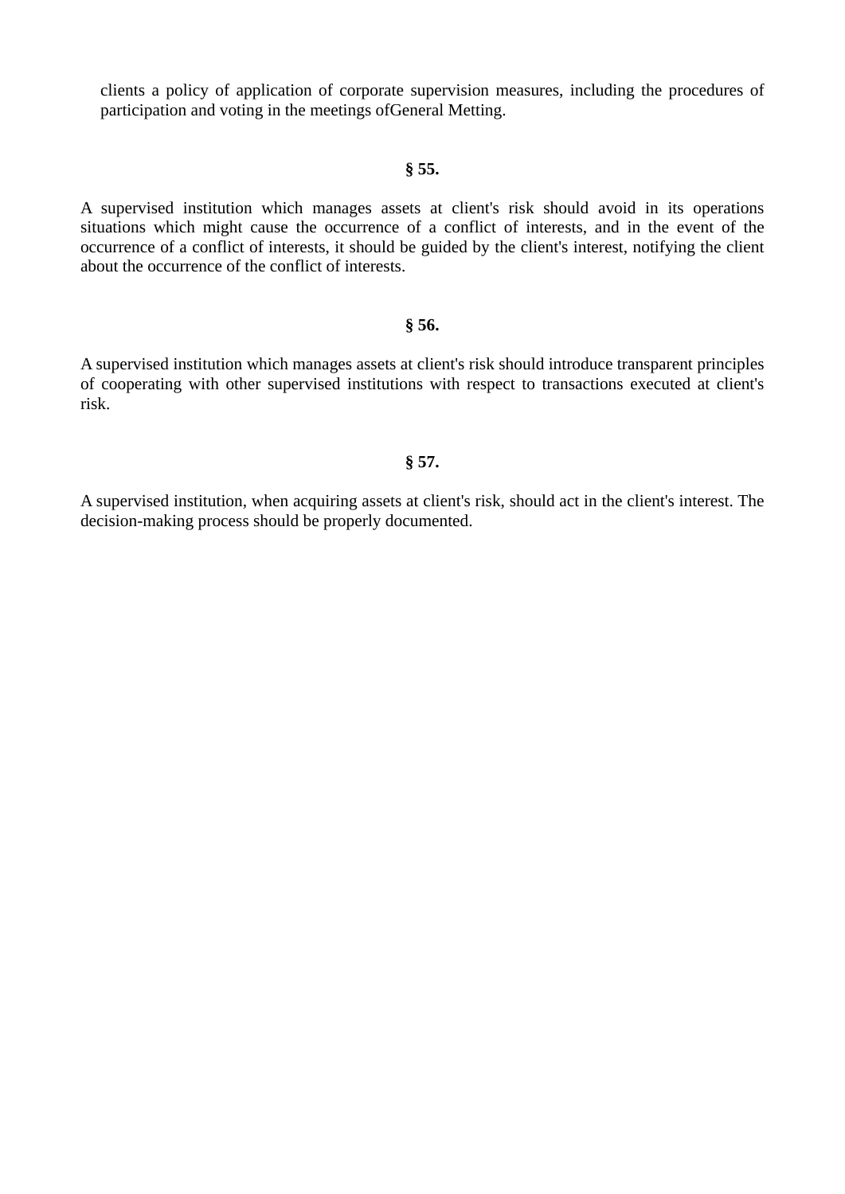clients a policy of application of corporate supervision measures, including the procedures of participation and voting in the meetings ofGeneral Metting.

**§ 55.**

A supervised institution which manages assets at client's risk should avoid in its operations situations which might cause the occurrence of a conflict of interests, and in the event of the occurrence of a conflict of interests, it should be guided by the client's interest, notifying the client about the occurrence of the conflict of interests.

**§ 56.**

A supervised institution which manages assets at client's risk should introduce transparent principles of cooperating with other supervised institutions with respect to transactions executed at client's risk.

**§ 57.**

A supervised institution, when acquiring assets at client's risk, should act in the client's interest. The decision-making process should be properly documented.